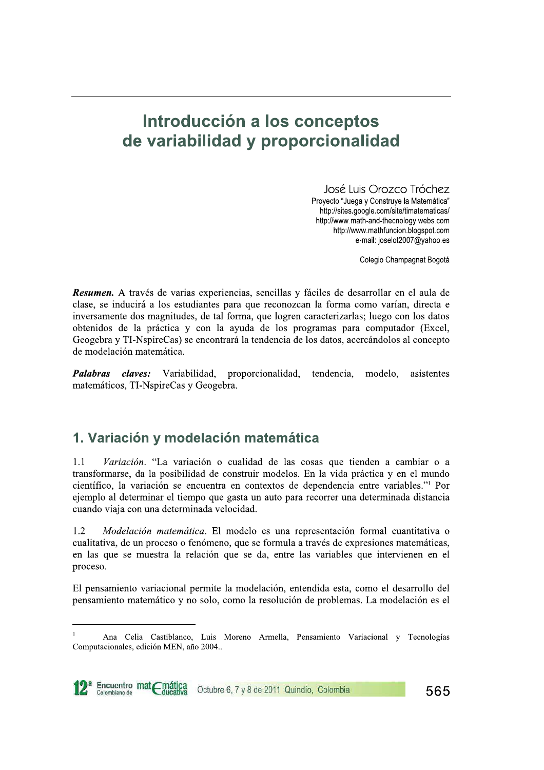# Introducción a los conceptos de variabilidad y proporcionalidad

José Luis Orozco Tróchez
Proyecto "Juega y Construye la Matemática"
http://sites.google.com/site/timatematicas/
http://www.math-and-thecnology.webs.com
http://www.mathfuncion.blogspot.com
e-mail: joselot2007@yahoo.es

Colegio Champagnat Bogotá

***Resumen.*** A través de varias experiencias, sencillas y fáciles de desarrollar en el aula de clase, se inducirá a los estudiantes para que reconozcan la forma como varían, directa e inversamente dos magnitudes, de tal forma, que logren caracterizarlas; luego con los datos obtenidos de la práctica y con la ayuda de los programas para computador (Excel, Geogebra y TI-NspireCas) se encontrará la tendencia de los datos, acercándolos al concepto de modelación matemática.

***Palabras claves:*** Variabilidad, proporcionalidad, tendencia, modelo, asistentes matemáticos, TI-NspireCas y Geogebra.

## 1. Variación y modelación matemática

1.1 *Variación*. "La variación o cualidad de las cosas que tienden a cambiar o a transformarse, da la posibilidad de construir modelos. En la vida práctica y en el mundo científico, la variación se encuentra en contextos de dependencia entre variables."[1] Por ejemplo al determinar el tiempo que gasta un auto para recorrer una determinada distancia cuando viaja con una determinada velocidad.

1.2 *Modelación matemática*. El modelo es una representación formal cuantitativa o cualitativa, de un proceso o fenómeno, que se formula a través de expresiones matemáticas, en las que se muestra la relación que se da, entre las variables que intervienen en el proceso.

El pensamiento variacional permite la modelación, entendida esta, como el desarrollo del pensamiento matemático y no solo, como la resolución de problemas. La modelación es el

[1] Ana Celia Castiblanco, Luis Moreno Armella, Pensamiento Variacional y Tecnologías Computacionales, edición MEN, año 2004..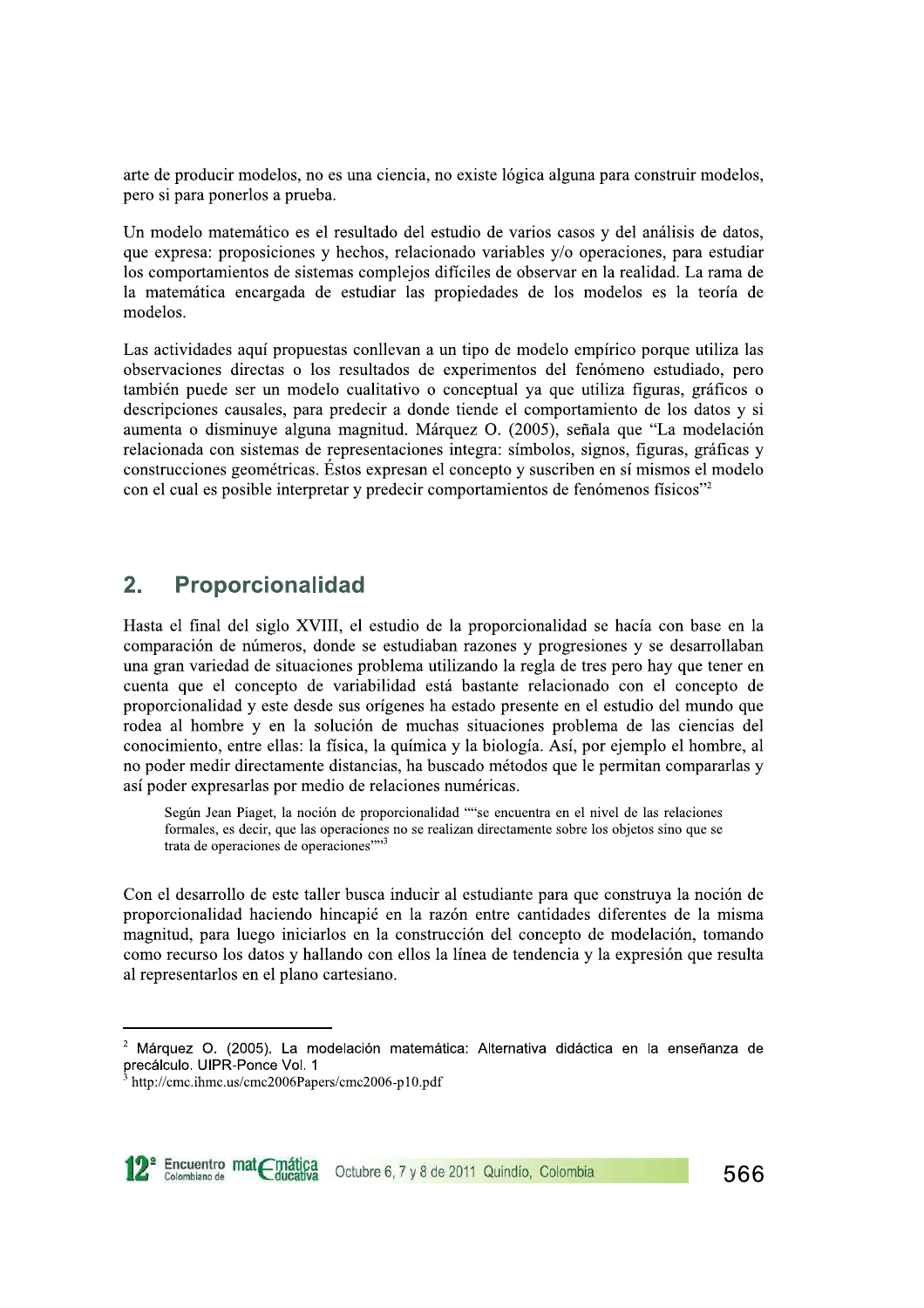arte de producir modelos, no es una ciencia, no existe lógica alguna para construir modelos, pero si para ponerlos a prueba.

Un modelo matemático es el resultado del estudio de varios casos y del análisis de datos, que expresa: proposiciones y hechos, relacionado variables y/o operaciones, para estudiar los comportamientos de sistemas complejos difíciles de observar en la realidad. La rama de la matemática encargada de estudiar las propiedades de los modelos es la teoría de modelos.

Las actividades aquí propuestas conllevan a un tipo de modelo empírico porque utiliza las observaciones directas o los resultados de experimentos del fenómeno estudiado, pero también puede ser un modelo cualitativo o conceptual ya que utiliza figuras, gráficos o descripciones causales, para predecir a donde tiende el comportamiento de los datos y si aumenta o disminuye alguna magnitud. Márquez O. (2005), señala que "La modelación relacionada con sistemas de representaciones integra: símbolos, signos, figuras, gráficas y construcciones geométricas. Éstos expresan el concepto y suscriben en sí mismos el modelo con el cual es posible interpretar y predecir comportamientos de fenómenos físicos"[2]

## 2. Proporcionalidad

Hasta el final del siglo XVIII, el estudio de la proporcionalidad se hacía con base en la comparación de números, donde se estudiaban razones y progresiones y se desarrollaban una gran variedad de situaciones problema utilizando la regla de tres pero hay que tener en cuenta que el concepto de variabilidad está bastante relacionado con el concepto de proporcionalidad y este desde sus orígenes ha estado presente en el estudio del mundo que rodea al hombre y en la solución de muchas situaciones problema de las ciencias del conocimiento, entre ellas: la física, la química y la biología. Así, por ejemplo el hombre, al no poder medir directamente distancias, ha buscado métodos que le permitan compararlas y así poder expresarlas por medio de relaciones numéricas.

> Según Jean Piaget, la noción de proporcionalidad ""se encuentra en el nivel de las relaciones formales, es decir, que las operaciones no se realizan directamente sobre los objetos sino que se trata de operaciones de operaciones""[3]

Con el desarrollo de este taller busca inducir al estudiante para que construya la noción de proporcionalidad haciendo hincapié en la razón entre cantidades diferentes de la misma magnitud, para luego iniciarlos en la construcción del concepto de modelación, tomando como recurso los datos y hallando con ellos la línea de tendencia y la expresión que resulta al representarlos en el plano cartesiano.

---

[2] Márquez O. (2005). La modelación matemática: Alternativa didáctica en la enseñanza de precálculo. UIPR-Ponce Vol. 1

[3] http://cmc.ihmc.us/cmc2006Papers/cmc2006-p10.pdf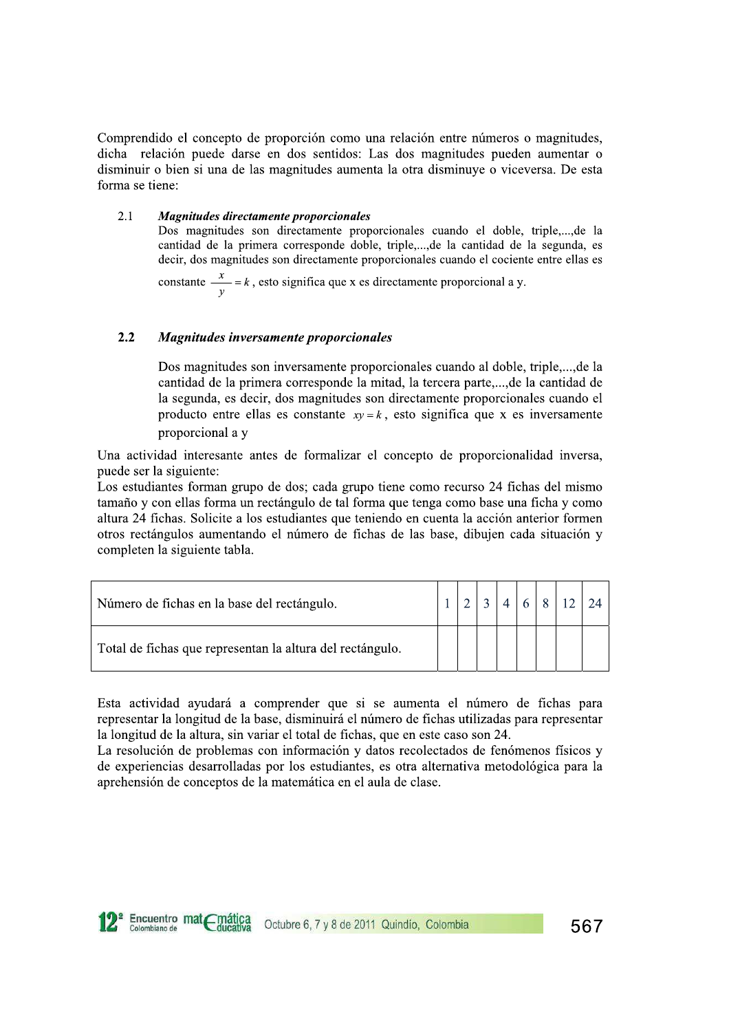Comprendido el concepto de proporción como una relación entre números o magnitudes, dicha relación puede darse en dos sentidos: Las dos magnitudes pueden aumentar o disminuir o bien si una de las magnitudes aumenta la otra disminuye o viceversa. De esta forma se tiene:

2.1 ***Magnitudes directamente proporcionales***

Dos magnitudes son directamente proporcionales cuando el doble, triple,...,de la cantidad de la primera corresponde doble, triple,...,de la cantidad de la segunda, es decir, dos magnitudes son directamente proporcionales cuando el cociente entre ellas es constante $\frac{x}{y} = k$, esto significa que x es directamente proporcional a y.

**2.2** ***Magnitudes inversamente proporcionales***

Dos magnitudes son inversamente proporcionales cuando al doble, triple,...,de la cantidad de la primera corresponde la mitad, la tercera parte,...,de la cantidad de la segunda, es decir, dos magnitudes son directamente proporcionales cuando el producto entre ellas es constante $xy = k$, esto significa que x es inversamente proporcional a y

Una actividad interesante antes de formalizar el concepto de proporcionalidad inversa, puede ser la siguiente:

Los estudiantes forman grupo de dos; cada grupo tiene como recurso 24 fichas del mismo tamaño y con ellas forma un rectángulo de tal forma que tenga como base una ficha y como altura 24 fichas. Solicite a los estudiantes que teniendo en cuenta la acción anterior formen otros rectángulos aumentando el número de fichas de las base, dibujen cada situación y completen la siguiente tabla.

| Número de fichas en la base del rectángulo. | 1 | 2 | 3 | 4 | 6 | 8 | 12 | 24 |
|---|---|---|---|---|---|---|---|---|
| Total de fichas que representan la altura del rectángulo. | | | | | | | | |

Esta actividad ayudará a comprender que si se aumenta el número de fichas para representar la longitud de la base, disminuirá el número de fichas utilizadas para representar la longitud de la altura, sin variar el total de fichas, que en este caso son 24.

La resolución de problemas con información y datos recolectados de fenómenos físicos y de experiencias desarrolladas por los estudiantes, es otra alternativa metodológica para la aprehensión de conceptos de la matemática en el aula de clase.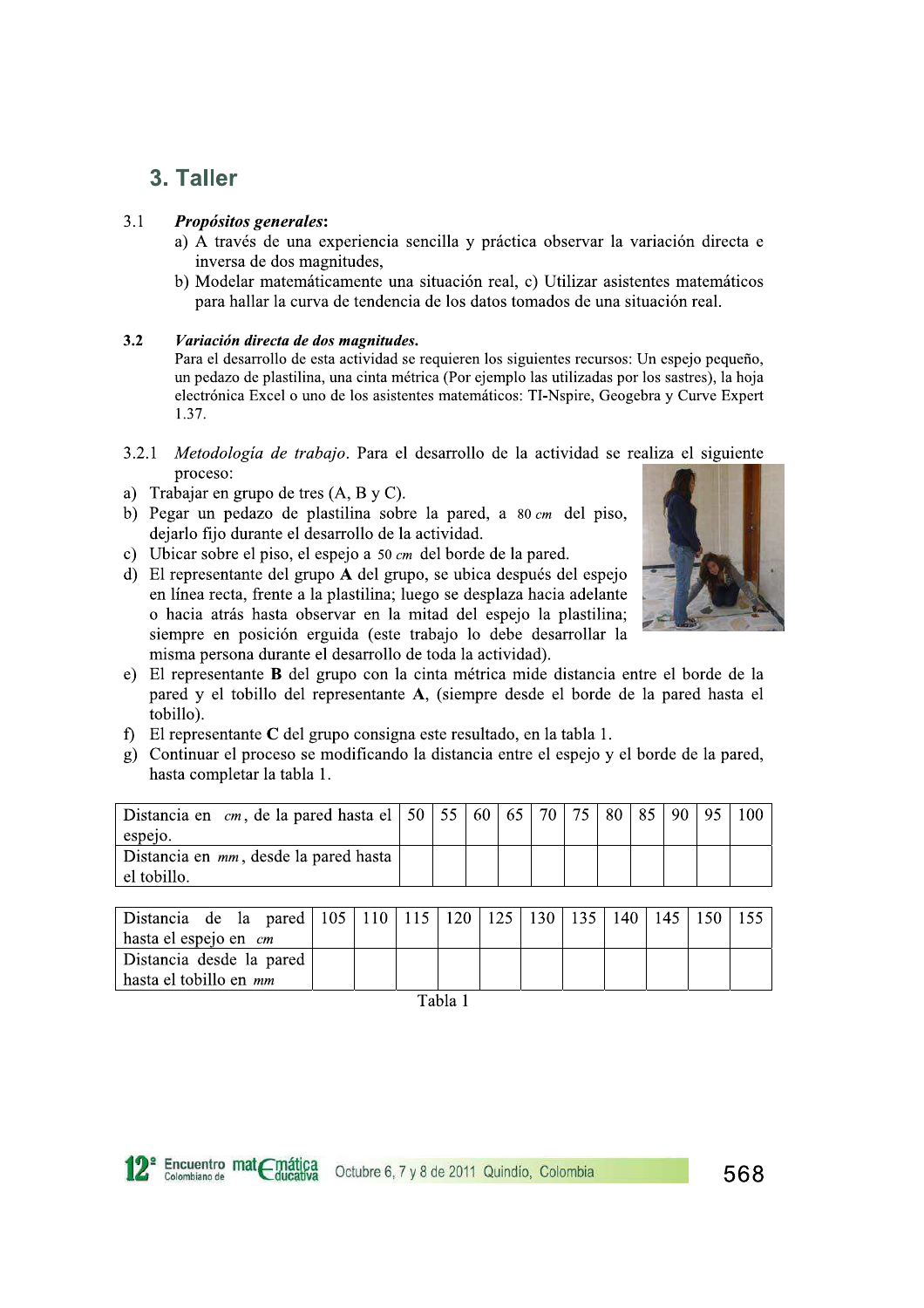## 3. Taller

3.1 ***Propósitos generales***:

a) A través de una experiencia sencilla y práctica observar la variación directa e inversa de dos magnitudes,

b) Modelar matemáticamente una situación real, c) Utilizar asistentes matemáticos para hallar la curva de tendencia de los datos tomados de una situación real.

**3.2** ***Variación directa de dos magnitudes.***

Para el desarrollo de esta actividad se requieren los siguientes recursos: Un espejo pequeño, un pedazo de plastilina, una cinta métrica (Por ejemplo las utilizadas por los sastres), la hoja electrónica Excel o uno de los asistentes matemáticos: TI-Nspire, Geogebra y Curve Expert 1.37.

3.2.1 *Metodología de trabajo*. Para el desarrollo de la actividad se realiza el siguiente proceso:

a) Trabajar en grupo de tres (A, B y C).

b) Pegar un pedazo de plastilina sobre la pared, a $80\,cm$ del piso, dejarlo fijo durante el desarrollo de la actividad.

c) Ubicar sobre el piso, el espejo a $50\,cm$ del borde de la pared.

d) El representante del grupo **A** del grupo, se ubica después del espejo en línea recta, frente a la plastilina; luego se desplaza hacia adelante o hacia atrás hasta observar en la mitad del espejo la plastilina; siempre en posición erguida (este trabajo lo debe desarrollar la misma persona durante el desarrollo de toda la actividad).

e) El representante **B** del grupo con la cinta métrica mide distancia entre el borde de la pared y el tobillo del representante **A**, (siempre desde el borde de la pared hasta el tobillo).

f) El representante **C** del grupo consigna este resultado, en la tabla 1.

g) Continuar el proceso se modificando la distancia entre el espejo y el borde de la pared, hasta completar la tabla 1.

| Distancia en $cm$, de la pared hasta el espejo. | 50 | 55 | 60 | 65 | 70 | 75 | 80 | 85 | 90 | 95 | 100 |
|---|---|---|---|---|---|---|---|---|---|---|---|
| Distancia en $mm$, desde la pared hasta el tobillo. | | | | | | | | | | | |

| Distancia de la pared hasta el espejo en $cm$ | 105 | 110 | 115 | 120 | 125 | 130 | 135 | 140 | 145 | 150 | 155 |
|---|---|---|---|---|---|---|---|---|---|---|---|
| Distancia desde la pared hasta el tobillo en $mm$ | | | | | | | | | | | |

Tabla 1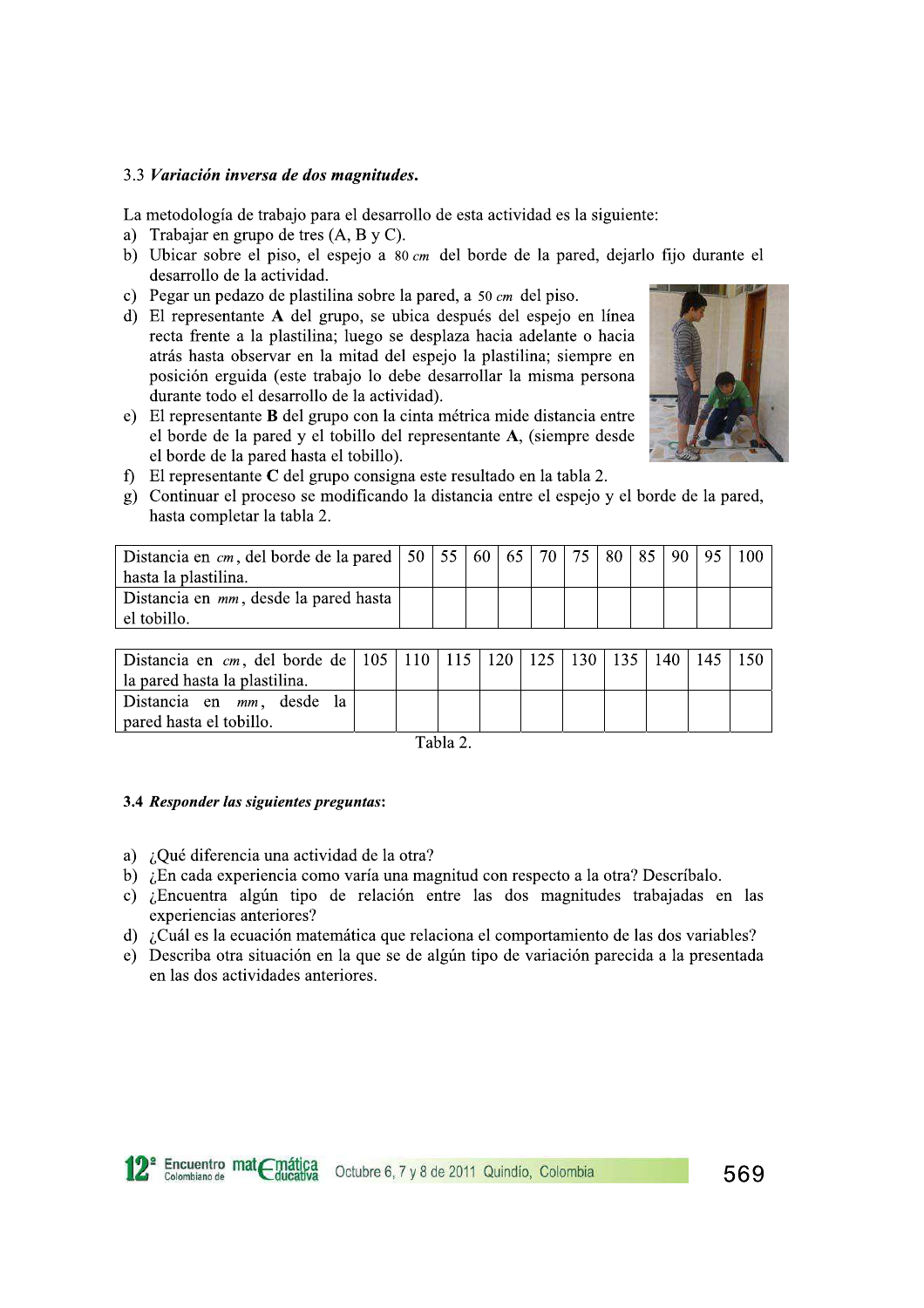3.3 *Variación inversa de dos magnitudes.*

La metodología de trabajo para el desarrollo de esta actividad es la siguiente:

a) Trabajar en grupo de tres (A, B y C).
b) Ubicar sobre el piso, el espejo a $80\,cm$ del borde de la pared, dejarlo fijo durante el desarrollo de la actividad.
c) Pegar un pedazo de plastilina sobre la pared, a $50\,cm$ del piso.
d) El representante **A** del grupo, se ubica después del espejo en línea recta frente a la plastilina; luego se desplaza hacia adelante o hacia atrás hasta observar en la mitad del espejo la plastilina; siempre en posición erguida (este trabajo lo debe desarrollar la misma persona durante todo el desarrollo de la actividad).
e) El representante **B** del grupo con la cinta métrica mide distancia entre el borde de la pared y el tobillo del representante **A**, (siempre desde el borde de la pared hasta el tobillo).
f) El representante **C** del grupo consigna este resultado en la tabla 2.
g) Continuar el proceso se modificando la distancia entre el espejo y el borde de la pared, hasta completar la tabla 2.

| Distancia en $cm$, del borde de la pared hasta la plastilina. | 50 | 55 | 60 | 65 | 70 | 75 | 80 | 85 | 90 | 95 | 100 |
|---|---|---|---|---|---|---|---|---|---|---|---|
| Distancia en $mm$, desde la pared hasta el tobillo. | | | | | | | | | | | |

| Distancia en $cm$, del borde de la pared hasta la plastilina. | 105 | 110 | 115 | 120 | 125 | 130 | 135 | 140 | 145 | 150 |
|---|---|---|---|---|---|---|---|---|---|---|
| Distancia en $mm$, desde la pared hasta el tobillo. | | | | | | | | | | |

Tabla 2.

**3.4** ***Responder las siguientes preguntas*****:**

a) ¿Qué diferencia una actividad de la otra?
b) ¿En cada experiencia como varía una magnitud con respecto a la otra? Descríbalo.
c) ¿Encuentra algún tipo de relación entre las dos magnitudes trabajadas en las experiencias anteriores?
d) ¿Cuál es la ecuación matemática que relaciona el comportamiento de las dos variables?
e) Describa otra situación en la que se de algún tipo de variación parecida a la presentada en las dos actividades anteriores.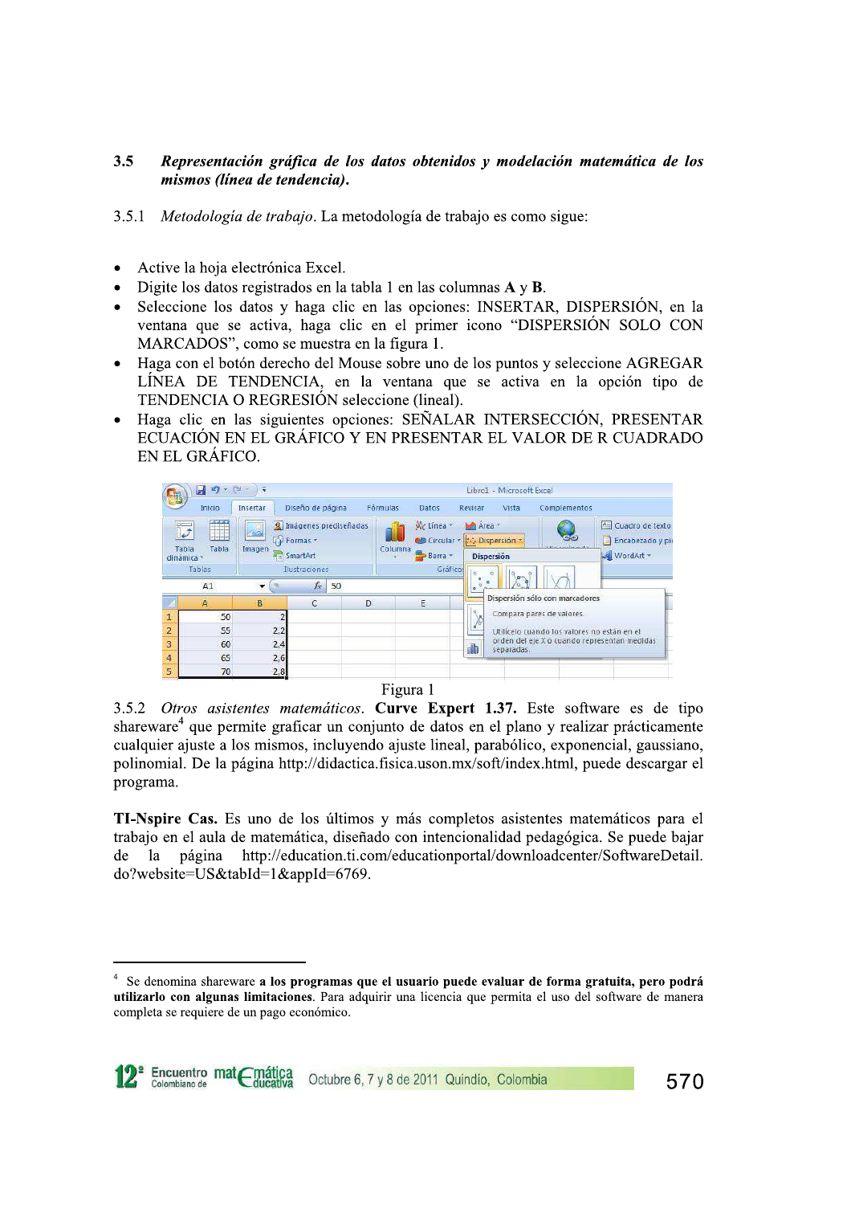### 3.5 *Representación gráfica de los datos obtenidos y modelación matemática de los mismos (línea de tendencia).*

3.5.1 *Metodología de trabajo*. La metodología de trabajo es como sigue:

- Active la hoja electrónica Excel.
- Digite los datos registrados en la tabla 1 en las columnas **A** y **B**.
- Seleccione los datos y haga clic en las opciones: INSERTAR, DISPERSIÓN, en la ventana que se activa, haga clic en el primer icono "DISPERSIÓN SOLO CON MARCADOS", como se muestra en la figura 1.
- Haga con el botón derecho del Mouse sobre uno de los puntos y seleccione AGREGAR LÍNEA DE TENDENCIA, en la ventana que se activa en la opción tipo de TENDENCIA O REGRESIÓN seleccione (lineal).
- Haga clic en las siguientes opciones: SEÑALAR INTERSECCIÓN, PRESENTAR ECUACIÓN EN EL GRÁFICO Y EN PRESENTAR EL VALOR DE R CUADRADO EN EL GRÁFICO.

Figura 1

3.5.2 *Otros asistentes matemáticos*. **Curve Expert 1.37.** Este software es de tipo shareware[4] que permite graficar un conjunto de datos en el plano y realizar prácticamente cualquier ajuste a los mismos, incluyendo ajuste lineal, parabólico, exponencial, gaussiano, polinomial. De la página http://didactica.fisica.uson.mx/soft/index.html, puede descargar el programa.

**TI-Nspire Cas.** Es uno de los últimos y más completos asistentes matemáticos para el trabajo en el aula de matemática, diseñado con intencionalidad pedagógica. Se puede bajar de la página http://education.ti.com/educationportal/downloadcenter/SoftwareDetail.do?website=US&tabId=1&appId=6769.

---

[4] Se denomina shareware **a los programas que el usuario puede evaluar de forma gratuita, pero podrá utilizarlo con algunas limitaciones**. Para adquirir una licencia que permita el uso del software de manera completa se requiere de un pago económico.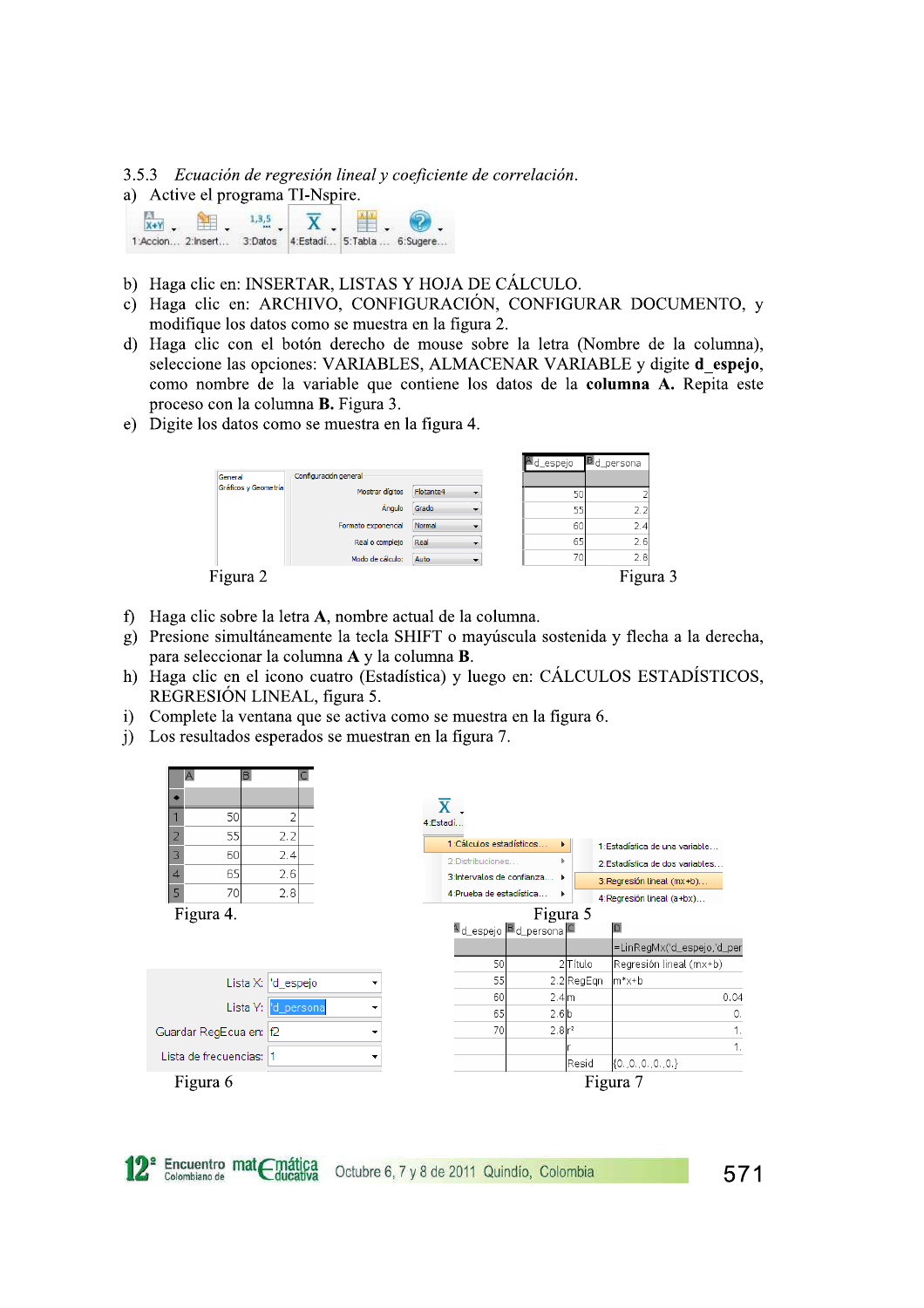3.5.3 *Ecuación de regresión lineal y coeficiente de correlación.*

a) Active el programa TI-Nspire.

1:Accion… 2:Insert… 3:Datos 4:Estadí… 5:Tabla … 6:Sugere…

b) Haga clic en: INSERTAR, LISTAS Y HOJA DE CÁLCULO.

c) Haga clic en: ARCHIVO, CONFIGURACIÓN, CONFIGURAR DOCUMENTO, y modifique los datos como se muestra en la figura 2.

d) Haga clic con el botón derecho de mouse sobre la letra (Nombre de la columna), seleccione las opciones: VARIABLES, ALMACENAR VARIABLE y digite **d_espejo**, como nombre de la variable que contiene los datos de la **columna A.** Repita este proceso con la columna **B.** Figura 3.

e) Digite los datos como se muestra en la figura 4.

| Configuración general | |
|---|---|
| Mostrar dígitos | Flotante4 |
| Ángulo | Grado |
| Formato exponencial | Normal |
| Real o complejo | Real |
| Modo de cálculo: | Auto |

Figura 2

| A d_espejo | B d_persona |
|---|---|
| | |
| 50 | 2 |
| 55 | 2.2 |
| 60 | 2.4 |
| 65 | 2.6 |
| 70 | 2.8 |

Figura 3

f) Haga clic sobre la letra **A**, nombre actual de la columna.

g) Presione simultáneamente la tecla SHIFT o mayúscula sostenida y flecha a la derecha, para seleccionar la columna **A** y la columna **B**.

h) Haga clic en el icono cuatro (Estadística) y luego en: CÁLCULOS ESTADÍSTICOS, REGRESIÓN LINEAL, figura 5.

i) Complete la ventana que se activa como se muestra en la figura 6.

j) Los resultados esperados se muestran en la figura 7.

| | A | B |
|---|---|---|
| ◆ | | |
| 1 | 50 | 2 |
| 2 | 55 | 2.2 |
| 3 | 60 | 2.4 |
| 4 | 65 | 2.6 |
| 5 | 70 | 2.8 |

Figura 4.

4:Estadí…
- 1:Cálculos estadísticos… ▸
  - 1:Estadística de una variable…
  - 2:Estadística de dos variables…
  - 3:Regresión lineal (mx+b)…
  - 4:Regresión lineal (a+bx)…
- 2:Distribuciones…
- 3:Intervalos de confianza…
- 4:Prueba de estadística…

Figura 5

| | |
|---|---|
| Lista X: | 'd_espejo |
| Lista Y: | 'd_persona |
| Guardar RegEcua en: | f2 |
| Lista de frecuencias: | 1 |

Figura 6

| A d_espejo | B d_persona | C | D |
|---|---|---|---|
| | | | =LinRegMx('d_espejo,'d_per |
| 50 | 2 | Título | Regresión lineal (mx+b) |
| 55 | 2.2 | RegEqn | m*x+b |
| 60 | 2.4 | m | 0.04 |
| 65 | 2.6 | b | 0. |
| 70 | 2.8 | r² | 1. |
| | | r | 1. |
| | | Resid | {0.,0.,0.,0.,0.} |

Figura 7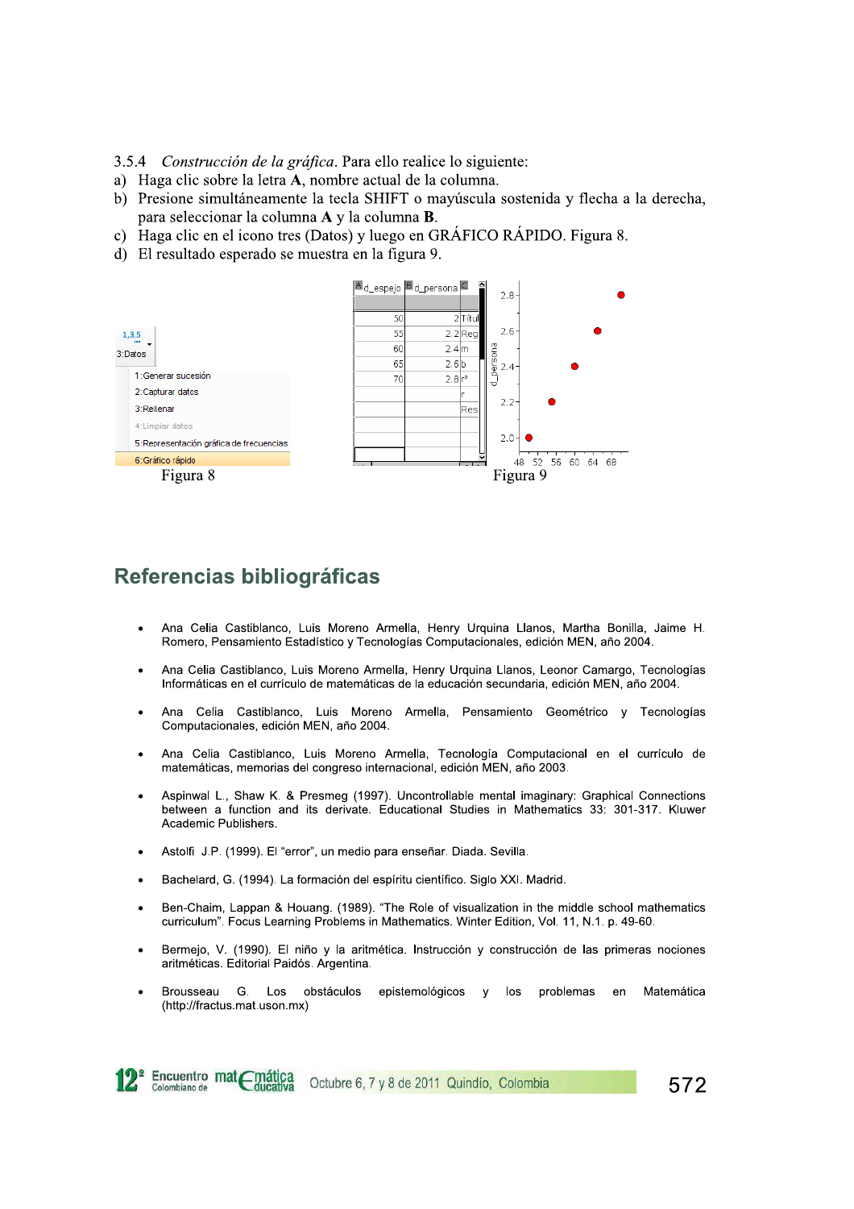3.5.4 *Construcción de la gráfica*. Para ello realice lo siguiente:

a) Haga clic sobre la letra **A**, nombre actual de la columna.
b) Presione simultáneamente la tecla SHIFT o mayúscula sostenida y flecha a la derecha, para seleccionar la columna **A** y la columna **B**.
c) Haga clic en el icono tres (Datos) y luego en GRÁFICO RÁPIDO. Figura 8.
d) El resultado esperado se muestra en la figura 9.

Figura 8

Figura 9

## Referencias bibliográficas

- Ana Celia Castiblanco, Luis Moreno Armella, Henry Urquina Llanos, Martha Bonilla, Jaime H. Romero, Pensamiento Estadístico y Tecnologías Computacionales, edición MEN, año 2004.
- Ana Celia Castiblanco, Luis Moreno Armella, Henry Urquina Llanos, Leonor Camargo, Tecnologías Informáticas en el currículo de matemáticas de la educación secundaria, edición MEN, año 2004.
- Ana Celia Castiblanco, Luis Moreno Armella, Pensamiento Geométrico y Tecnologías Computacionales, edición MEN, año 2004.
- Ana Celia Castiblanco, Luis Moreno Armella, Tecnología Computacional en el currículo de matemáticas, memorias del congreso internacional, edición MEN, año 2003.
- Aspinwal L., Shaw K. & Presmeg (1997). Uncontrollable mental imaginary: Graphical Connections between a function and its derivate. Educational Studies in Mathematics 33: 301-317. Kluwer Academic Publishers.
- Astolfi J.P. (1999). El "error", un medio para enseñar. Diada. Sevilla.
- Bachelard, G. (1994). La formación del espíritu científico. Siglo XXI. Madrid.
- Ben-Chaim, Lappan & Houang. (1989). "The Role of visualization in the middle school mathematics curriculum". Focus Learning Problems in Mathematics. Winter Edition, Vol. 11, N.1. p. 49-60.
- Bermejo, V. (1990). El niño y la aritmética. Instrucción y construcción de las primeras nociones aritméticas. Editorial Paidós. Argentina.
- Brousseau G. Los obstáculos epistemológicos y los problemas en Matemática (http://fractus.mat.uson.mx)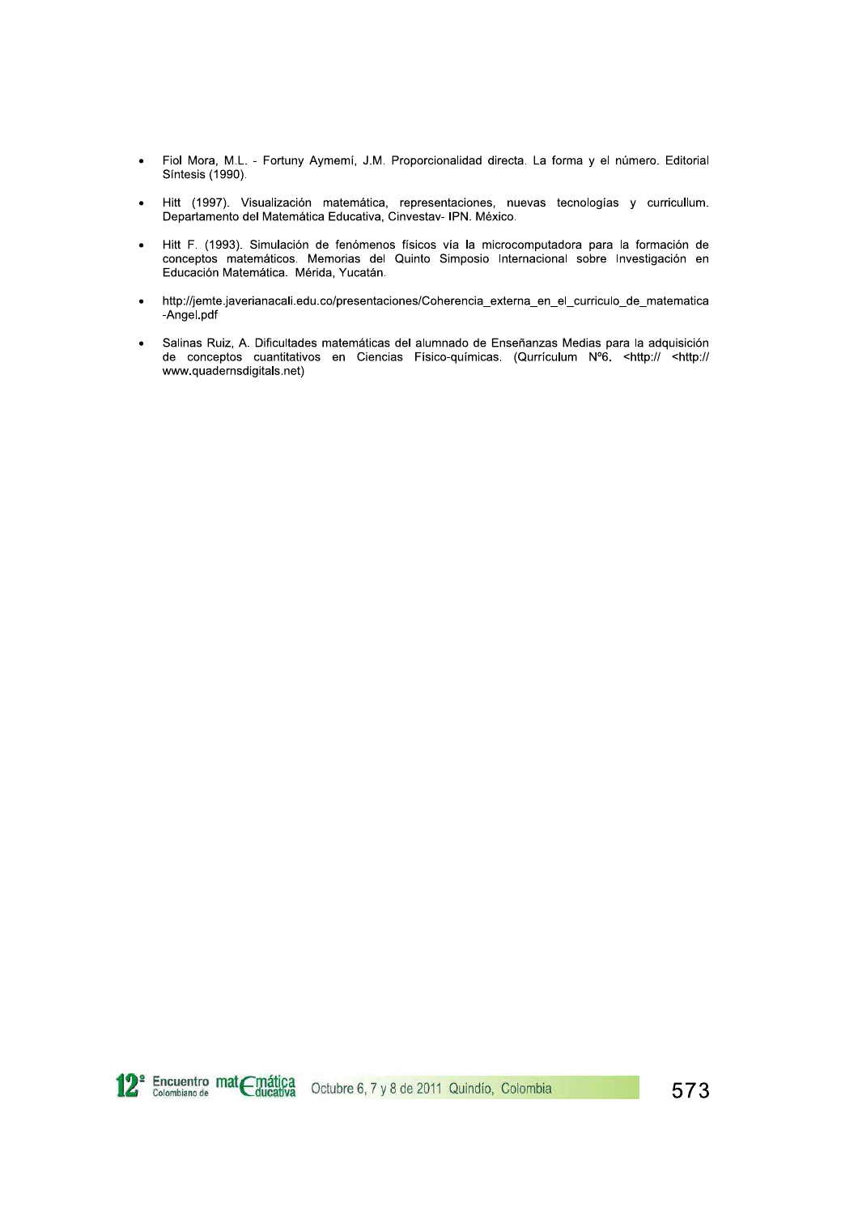- Fiol Mora, M.L. - Fortuny Aymemí, J.M. Proporcionalidad directa. La forma y el número. Editorial Síntesis (1990).

- Hitt (1997). Visualización matemática, representaciones, nuevas tecnologías y curricullum. Departamento del Matemática Educativa, Cinvestav- IPN. México.

- Hitt F. (1993). Simulación de fenómenos físicos vía la microcomputadora para la formación de conceptos matemáticos. Memorias del Quinto Simposio Internacional sobre Investigación en Educación Matemática. Mérida, Yucatán.

- http://jemte.javerianacali.edu.co/presentaciones/Coherencia_externa_en_el_curriculo_de_matematica-Angel.pdf

- Salinas Ruiz, A. Dificultades matemáticas del alumnado de Enseñanzas Medias para la adquisición de conceptos cuantitativos en Ciencias Físico-químicas. (Qurrículum Nº6. <http:// <http:// www.quadernsdigitals.net)